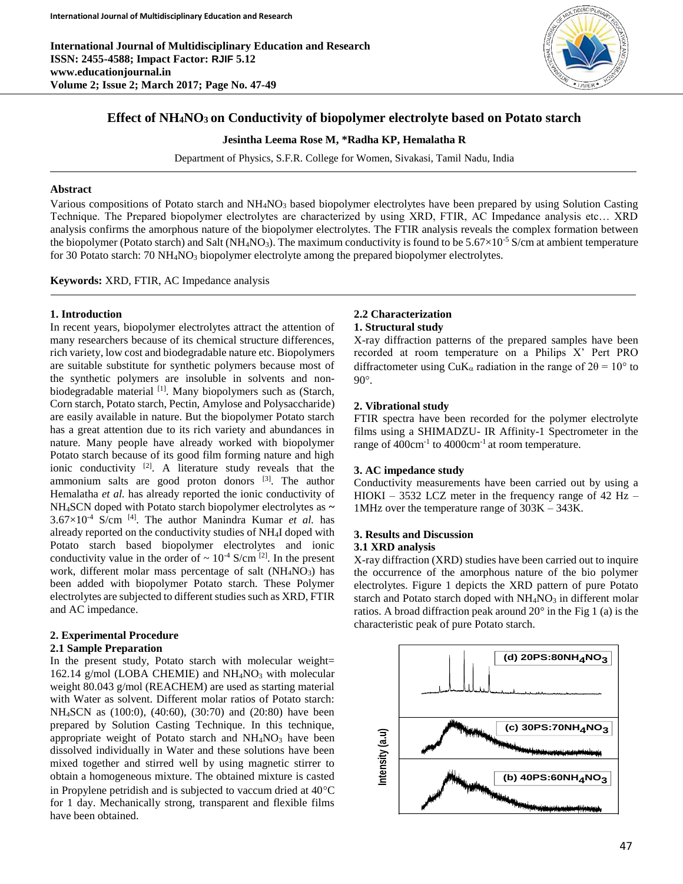# Effect of $NH_4NO_3$ on Conductivity of biopolymer electrolyte based on Potato starch

**Jesintha Leema Rose M, *Radha KP, Hemalatha R**

Department of Physics, S.F.R. College for Women, Sivakasi, Tamil Nadu, India

## Abstract

Various compositions of Potato starch and $NH_4NO_3$ based biopolymer electrolytes have been prepared by using Solution Casting Technique. The Prepared biopolymer electrolytes are characterized by using XRD, FTIR, AC Impedance analysis etc… XRD analysis confirms the amorphous nature of the biopolymer electrolytes. The FTIR analysis reveals the complex formation between the biopolymer (Potato starch) and Salt ($NH_4NO_3$). The maximum conductivity is found to be $5.67\times10^{-5}$ S/cm at ambient temperature for 30 Potato starch: 70 $NH_4NO_3$ biopolymer electrolyte among the prepared biopolymer electrolytes.

**Keywords:** XRD, FTIR, AC Impedance analysis

## 1. Introduction

In recent years, biopolymer electrolytes attract the attention of many researchers because of its chemical structure differences, rich variety, low cost and biodegradable nature etc. Biopolymers are suitable substitute for synthetic polymers because most of the synthetic polymers are insoluble in solvents and non-biodegradable material [1]. Many biopolymers such as (Starch, Corn starch, Potato starch, Pectin, Amylose and Polysaccharide) are easily available in nature. But the biopolymer Potato starch has a great attention due to its rich variety and abundances in nature. Many people have already worked with biopolymer Potato starch because of its good film forming nature and high ionic conductivity [2]. A literature study reveals that the ammonium salts are good proton donors [3]. The author Hemalatha *et al.* has already reported the ionic conductivity of $NH_4SCN$ doped with Potato starch biopolymer electrolytes as ~ $3.67\times10^{-4}$ S/cm [4]. The author Manindra Kumar *et al.* has already reported on the conductivity studies of $NH_4I$ doped with Potato starch based biopolymer electrolytes and ionic conductivity value in the order of ~ $10^{-4}$ S/cm [2]. In the present work, different molar mass percentage of salt ($NH_4NO_3$) has been added with biopolymer Potato starch. These Polymer electrolytes are subjected to different studies such as XRD, FTIR and AC impedance.

## 2. Experimental Procedure

### 2.1 Sample Preparation

In the present study, Potato starch with molecular weight= 162.14 g/mol (LOBA CHEMIE) and $NH_4NO_3$ with molecular weight 80.043 g/mol (REACHEM) are used as starting material with Water as solvent. Different molar ratios of Potato starch: $NH_4SCN$ as (100:0), (40:60), (30:70) and (20:80) have been prepared by Solution Casting Technique. In this technique, appropriate weight of Potato starch and $NH_4NO_3$ have been dissolved individually in Water and these solutions have been mixed together and stirred well by using magnetic stirrer to obtain a homogeneous mixture. The obtained mixture is casted in Propylene petridish and is subjected to vaccum dried at 40°C for 1 day. Mechanically strong, transparent and flexible films have been obtained.

### 2.2 Characterization

#### 1. Structural study

X-ray diffraction patterns of the prepared samples have been recorded at room temperature on a Philips X' Pert PRO diffractometer using $CuK_\alpha$ radiation in the range of $2\theta = 10°$ to 90°.

#### 2. Vibrational study

FTIR spectra have been recorded for the polymer electrolyte films using a SHIMADZU- IR Affinity-1 Spectrometer in the range of 400cm$^{-1}$ to 4000cm$^{-1}$ at room temperature.

#### 3. AC impedance study

Conductivity measurements have been carried out by using a HIOKI – 3532 LCZ meter in the frequency range of 42 Hz – 1MHz over the temperature range of 303K – 343K.

## 3. Results and Discussion

### 3.1 XRD analysis

X-ray diffraction (XRD) studies have been carried out to inquire the occurrence of the amorphous nature of the bio polymer electrolytes. Figure 1 depicts the XRD pattern of pure Potato starch and Potato starch doped with $NH_4NO_3$ in different molar ratios. A broad diffraction peak around 20° in the Fig 1 (a) is the characteristic peak of pure Potato starch.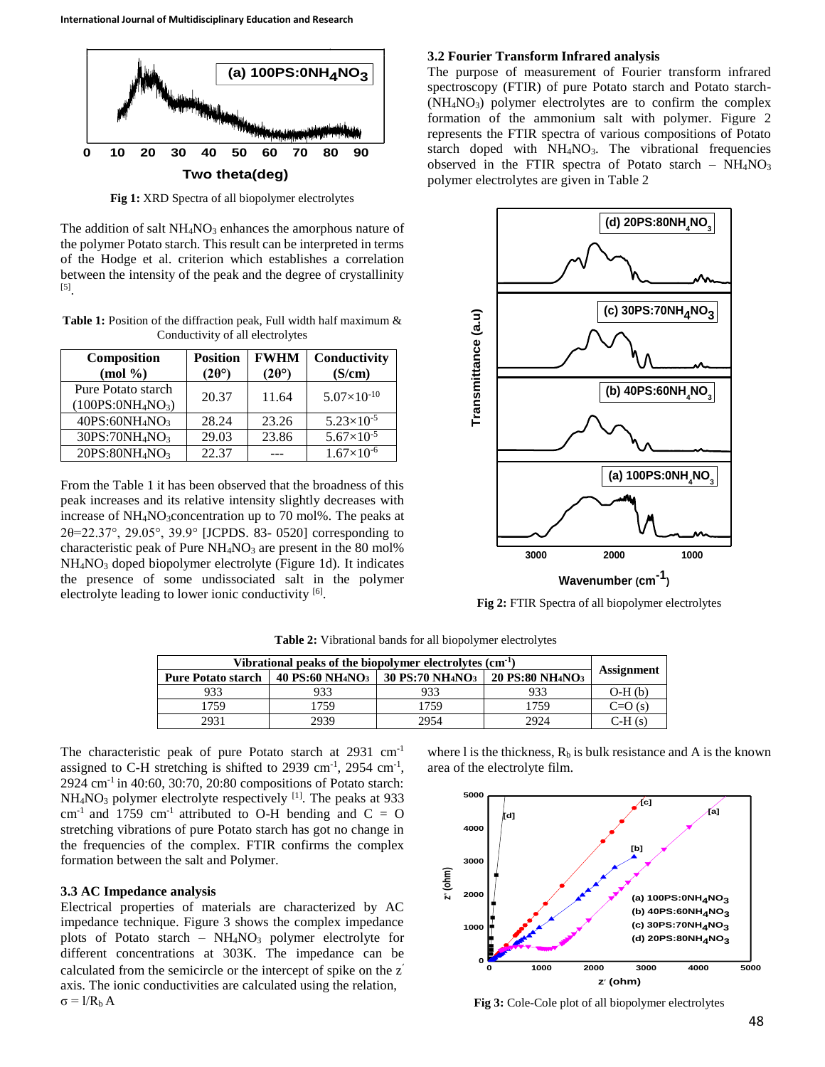Fig 1: XRD Spectra of all biopolymer electrolytes

The addition of salt $NH_4NO_3$ enhances the amorphous nature of the polymer Potato starch. This result can be interpreted in terms of the Hodge et al. criterion which establishes a correlation between the intensity of the peak and the degree of crystallinity [5].

**Table 1:** Position of the diffraction peak, Full width half maximum & Conductivity of all electrolytes

| Composition (mol %) | Position (2θ°) | FWHM (2θ°) | Conductivity (S/cm) |
|---|---|---|---|
| Pure Potato starch ($100PS:0NH_4NO_3$) | 20.37 | 11.64 | $5.07\times10^{-10}$ |
| $40PS:60NH_4NO_3$ | 28.24 | 23.26 | $5.23\times10^{-5}$ |
| $30PS:70NH_4NO_3$ | 29.03 | 23.86 | $5.67\times10^{-5}$ |
| $20PS:80NH_4NO_3$ | 22.37 | --- | $1.67\times10^{-6}$ |

From the Table 1 it has been observed that the broadness of this peak increases and its relative intensity slightly decreases with increase of $NH_4NO_3$concentration up to 70 mol%. The peaks at 2θ=22.37°, 29.05°, 39.9° [JCPDS. 83- 0520] corresponding to characteristic peak of Pure $NH_4NO_3$ are present in the 80 mol% $NH_4NO_3$ doped biopolymer electrolyte (Figure 1d). It indicates the presence of some undissociated salt in the polymer electrolyte leading to lower ionic conductivity [6].

### 3.2 Fourier Transform Infrared analysis

The purpose of measurement of Fourier transform infrared spectroscopy (FTIR) of pure Potato starch and Potato starch-($NH_4NO_3$) polymer electrolytes are to confirm the complex formation of the ammonium salt with polymer. Figure 2 represents the FTIR spectra of various compositions of Potato starch doped with $NH_4NO_3$. The vibrational frequencies observed in the FTIR spectra of Potato starch – $NH_4NO_3$ polymer electrolytes are given in Table 2

Fig 2: FTIR Spectra of all biopolymer electrolytes

**Table 2:** Vibrational bands for all biopolymer electrolytes

| Vibrational peaks of the biopolymer electrolytes ($cm^{-1}$) | | | | Assignment |
|---|---|---|---|---|
| Pure Potato starch | 40 PS:60 $NH_4NO_3$ | 30 PS:70 $NH_4NO_3$ | 20 PS:80 $NH_4NO_3$ | |
| 933 | 933 | 933 | 933 | O-H (b) |
| 1759 | 1759 | 1759 | 1759 | C=O (s) |
| 2931 | 2939 | 2954 | 2924 | C-H (s) |

The characteristic peak of pure Potato starch at 2931 $cm^{-1}$ assigned to C-H stretching is shifted to 2939 $cm^{-1}$, 2954 $cm^{-1}$, 2924 $cm^{-1}$ in 40:60, 30:70, 20:80 compositions of Potato starch: $NH_4NO_3$ polymer electrolyte respectively [1]. The peaks at 933 $cm^{-1}$ and 1759 $cm^{-1}$ attributed to O-H bending and C = O stretching vibrations of pure Potato starch has got no change in the frequencies of the complex. FTIR confirms the complex formation between the salt and Polymer.

### 3.3 AC Impedance analysis

Electrical properties of materials are characterized by AC impedance technique. Figure 3 shows the complex impedance plots of Potato starch – $NH_4NO_3$ polymer electrolyte for different concentrations at 303K. The impedance can be calculated from the semicircle or the intercept of spike on the z′ axis. The ionic conductivities are calculated using the relation,

$$\sigma = l/R_b A$$

where l is the thickness, $R_b$ is bulk resistance and A is the known area of the electrolyte film.

Fig 3: Cole-Cole plot of all biopolymer electrolytes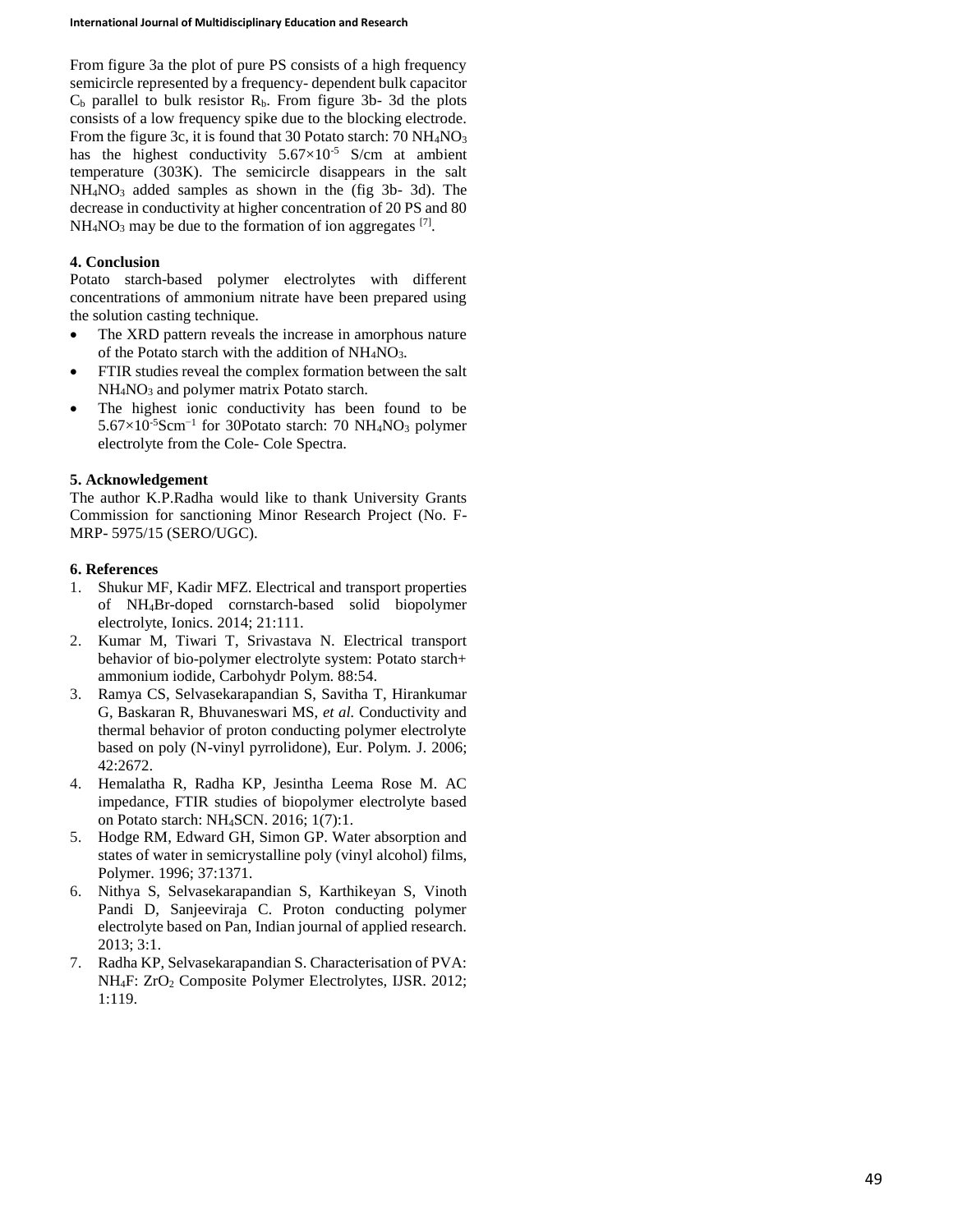From figure 3a the plot of pure PS consists of a high frequency semicircle represented by a frequency- dependent bulk capacitor $C_b$ parallel to bulk resistor $R_b$. From figure 3b- 3d the plots consists of a low frequency spike due to the blocking electrode. From the figure 3c, it is found that 30 Potato starch: 70 $NH_4NO_3$ has the highest conductivity $5.67\times10^{-5}$ S/cm at ambient temperature (303K). The semicircle disappears in the salt $NH_4NO_3$ added samples as shown in the (fig 3b- 3d). The decrease in conductivity at higher concentration of 20 PS and 80 $NH_4NO_3$ may be due to the formation of ion aggregates [7].

## 4. Conclusion

Potato starch-based polymer electrolytes with different concentrations of ammonium nitrate have been prepared using the solution casting technique.

- The XRD pattern reveals the increase in amorphous nature of the Potato starch with the addition of $NH_4NO_3$.
- FTIR studies reveal the complex formation between the salt $NH_4NO_3$ and polymer matrix Potato starch.
- The highest ionic conductivity has been found to be $5.67\times10^{-5}$Scm$^{-1}$ for 30Potato starch: 70 $NH_4NO_3$ polymer electrolyte from the Cole- Cole Spectra.

## 5. Acknowledgement

The author K.P.Radha would like to thank University Grants Commission for sanctioning Minor Research Project (No. F-MRP- 5975/15 (SERO/UGC).

## 6. References

1. Shukur MF, Kadir MFZ. Electrical and transport properties of $NH_4$Br-doped cornstarch-based solid biopolymer electrolyte, Ionics. 2014; 21:111.
2. Kumar M, Tiwari T, Srivastava N. Electrical transport behavior of bio-polymer electrolyte system: Potato starch+ ammonium iodide, Carbohydr Polym. 88:54.
3. Ramya CS, Selvasekarapandian S, Savitha T, Hirankumar G, Baskaran R, Bhuvaneswari MS, *et al.* Conductivity and thermal behavior of proton conducting polymer electrolyte based on poly (N-vinyl pyrrolidone), Eur. Polym. J. 2006; 42:2672.
4. Hemalatha R, Radha KP, Jesintha Leema Rose M. AC impedance, FTIR studies of biopolymer electrolyte based on Potato starch: $NH_4$SCN. 2016; 1(7):1.
5. Hodge RM, Edward GH, Simon GP. Water absorption and states of water in semicrystalline poly (vinyl alcohol) films, Polymer. 1996; 37:1371.
6. Nithya S, Selvasekarapandian S, Karthikeyan S, Vinoth Pandi D, Sanjeeviraja C. Proton conducting polymer electrolyte based on Pan, Indian journal of applied research. 2013; 3:1.
7. Radha KP, Selvasekarapandian S. Characterisation of PVA: $NH_4$F: $ZrO_2$ Composite Polymer Electrolytes, IJSR. 2012; 1:119.